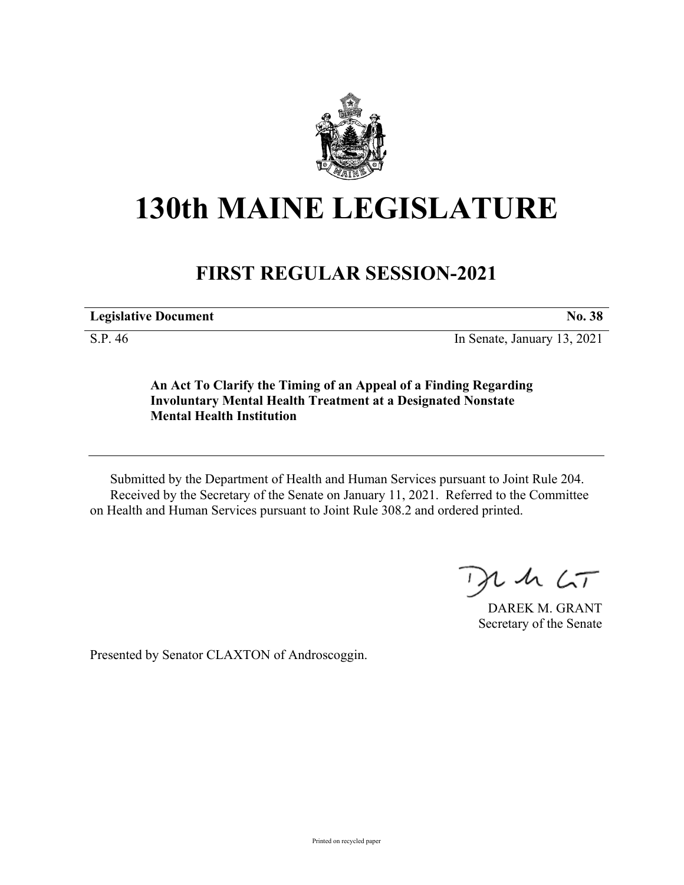# 130th MAINE LEGISLATURE

## FIRST REGULAR SESSION-2021

| **Legislative Document** | **No. 38** |
|---|---|
| S.P. 46 | In Senate, January 13, 2021 |

**An Act To Clarify the Timing of an Appeal of a Finding Regarding Involuntary Mental Health Treatment at a Designated Nonstate Mental Health Institution**

---

Submitted by the Department of Health and Human Services pursuant to Joint Rule 204.
Received by the Secretary of the Senate on January 11, 2021. Referred to the Committee on Health and Human Services pursuant to Joint Rule 308.2 and ordered printed.

DAREK M. GRANT
Secretary of the Senate

Presented by Senator CLAXTON of Androscoggin.

Printed on recycled paper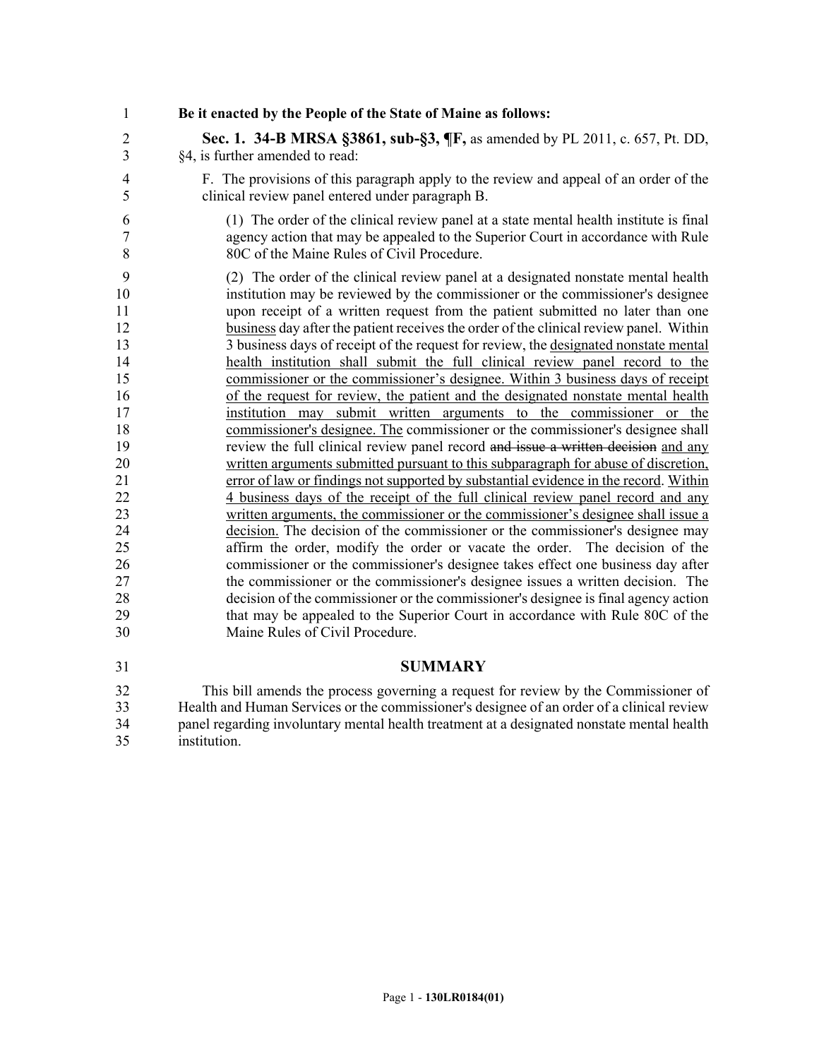**Be it enacted by the People of the State of Maine as follows:**

**Sec. 1. 34-B MRSA §3861, sub-§3, ¶F,** as amended by PL 2011, c. 657, Pt. DD, §4, is further amended to read:

F. The provisions of this paragraph apply to the review and appeal of an order of the clinical review panel entered under paragraph B.

(1) The order of the clinical review panel at a state mental health institute is final agency action that may be appealed to the Superior Court in accordance with Rule 80C of the Maine Rules of Civil Procedure.

(2) The order of the clinical review panel at a designated nonstate mental health institution may be reviewed by the commissioner or the commissioner's designee upon receipt of a written request from the patient submitted no later than one business day after the patient receives the order of the clinical review panel. Within 3 business days of receipt of the request for review, the designated nonstate mental health institution shall submit the full clinical review panel record to the commissioner or the commissioner's designee. Within 3 business days of receipt of the request for review, the patient and the designated nonstate mental health institution may submit written arguments to the commissioner or the commissioner's designee. The commissioner or the commissioner's designee shall review the full clinical review panel record ~~and issue a written decision~~ and any written arguments submitted pursuant to this subparagraph for abuse of discretion, error of law or findings not supported by substantial evidence in the record. Within 4 business days of the receipt of the full clinical review panel record and any written arguments, the commissioner or the commissioner's designee shall issue a decision. The decision of the commissioner or the commissioner's designee may affirm the order, modify the order or vacate the order. The decision of the commissioner or the commissioner's designee takes effect one business day after the commissioner or the commissioner's designee issues a written decision. The decision of the commissioner or the commissioner's designee is final agency action that may be appealed to the Superior Court in accordance with Rule 80C of the Maine Rules of Civil Procedure.

## SUMMARY

This bill amends the process governing a request for review by the Commissioner of Health and Human Services or the commissioner's designee of an order of a clinical review panel regarding involuntary mental health treatment at a designated nonstate mental health institution.